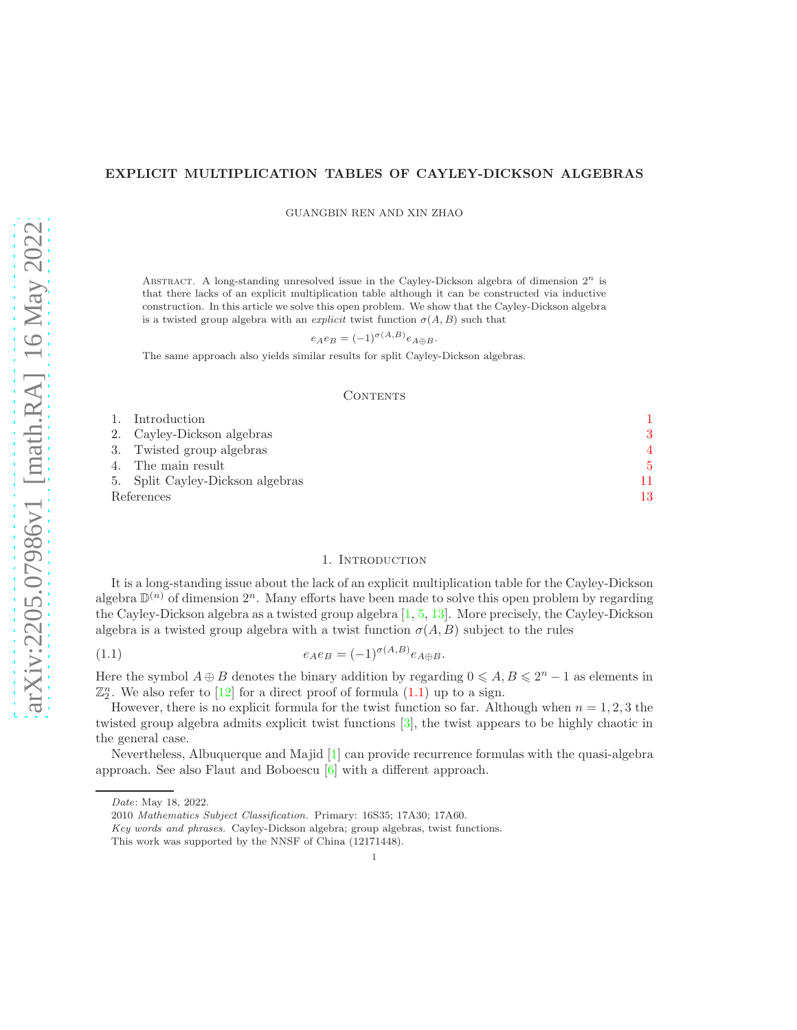# EXPLICIT MULTIPLICATION TABLES OF CAYLEY-DICKSON ALGEBRAS

GUANGBIN REN AND XIN ZHAO

Abstract. A long-standing unresolved issue in the Cayley-Dickson algebra of dimension $2^n$ is that there lacks of an explicit multiplication table although it can be constructed via inductive construction. In this article we solve this open problem. We show that the Cayley-Dickson algebra is a twisted group algebra with an *explicit* twist function $\sigma(A,B)$ such that

$$e_A e_B = (-1)^{\sigma(A,B)} e_{A\oplus B}.$$

The same approach also yields similar results for split Cayley-Dickson algebras.

## Contents

1. Introduction 1
2. Cayley-Dickson algebras 3
3. Twisted group algebras 4
4. The main result 5
5. Split Cayley-Dickson algebras 11

References 13

## 1. Introduction

It is a long-standing issue about the lack of an explicit multiplication table for the Cayley-Dickson algebra $\mathbb{D}^{(n)}$ of dimension $2^n$. Many efforts have been made to solve this open problem by regarding the Cayley-Dickson algebra as a twisted group algebra [1, 5, 13]. More precisely, the Cayley-Dickson algebra is a twisted group algebra with a twist function $\sigma(A,B)$ subject to the rules

$$e_A e_B = (-1)^{\sigma(A,B)} e_{A\oplus B}. \tag{1.1}$$

Here the symbol $A \oplus B$ denotes the binary addition by regarding $0 \leqslant A, B \leqslant 2^n - 1$ as elements in $\mathbb{Z}_2^n$. We also refer to [12] for a direct proof of formula (1.1) up to a sign.

However, there is no explicit formula for the twist function so far. Although when $n = 1, 2, 3$ the twisted group algebra admits explicit twist functions [3], the twist appears to be highly chaotic in the general case.

Nevertheless, Albuquerque and Majid [1] can provide recurrence formulas with the quasi-algebra approach. See also Flaut and Boboescu [6] with a different approach.

*Date*: May 18, 2022.

2010 *Mathematics Subject Classification.* Primary: 16S35; 17A30; 17A60.

*Key words and phrases.* Cayley-Dickson algebra; group algebras, twist functions.

This work was supported by the NNSF of China (12171448).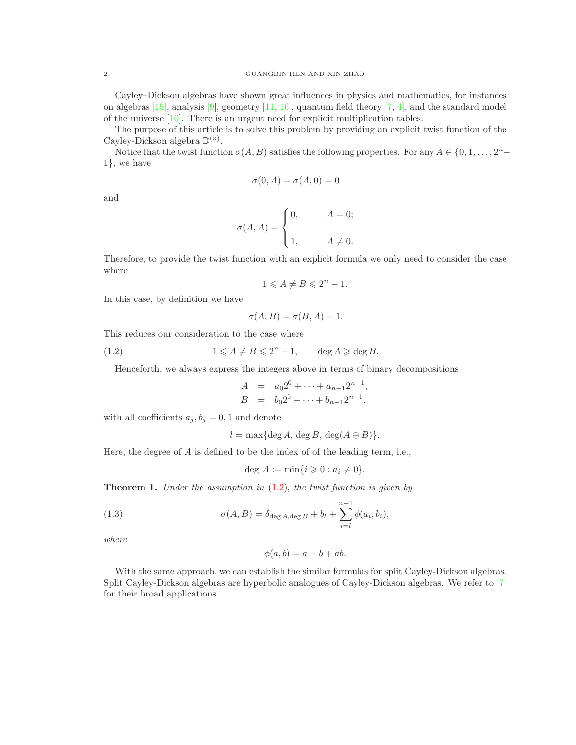Cayley–Dickson algebras have shown great influences in physics and mathematics, for instances on algebras [15], analysis [9], geometry [11, 16], quantum field theory [7, 4], and the standard model of the universe [10]. There is an urgent need for explicit multiplication tables.

The purpose of this article is to solve this problem by providing an explicit twist function of the Cayley-Dickson algebra $\mathbb{D}^{(n)}$.

Notice that the twist function $\sigma(A, B)$ satisfies the following properties. For any $A \in \{0, 1, \ldots, 2^n - 1\}$, we have

$$\sigma(0, A) = \sigma(A, 0) = 0$$

and

$$\sigma(A, A) = \begin{cases} 0, & A = 0; \\ \\ 1, & A \neq 0. \end{cases}$$

Therefore, to provide the twist function with an explicit formula we only need to consider the case where

$$1 \leqslant A \neq B \leqslant 2^n - 1.$$

In this case, by definition we have

$$\sigma(A, B) = \sigma(B, A) + 1.$$

This reduces our consideration to the case where

$$1 \leqslant A \neq B \leqslant 2^n - 1, \qquad \deg A \geqslant \deg B. \tag{1.2}$$

Henceforth, we always express the integers above in terms of binary decompositions

$$\begin{aligned} A &= a_0 2^0 + \cdots + a_{n-1} 2^{n-1}, \\ B &= b_0 2^0 + \cdots + b_{n-1} 2^{n-1}. \end{aligned}$$

with all coefficients $a_j, b_j = 0, 1$ and denote

$$l = \max\{\deg A, \deg B, \deg(A \oplus B)\}.$$

Here, the degree of $A$ is defined to be the index of of the leading term, i.e.,

$$\deg A := \min\{i \geqslant 0 : a_i \neq 0\}.$$

**Theorem 1.** *Under the assumption in* (1.2)*, the twist function is given by*

$$\sigma(A, B) = \delta_{\deg A, \deg B} + b_l + \sum_{i=l}^{n-1} \phi(a_i, b_i), \tag{1.3}$$

*where*

$$\phi(a, b) = a + b + ab.$$

With the same approach, we can establish the similar formulas for split Cayley-Dickson algebras. Split Cayley-Dickson algebras are hyperbolic analogues of Cayley-Dickson algebras. We refer to [7] for their broad applications.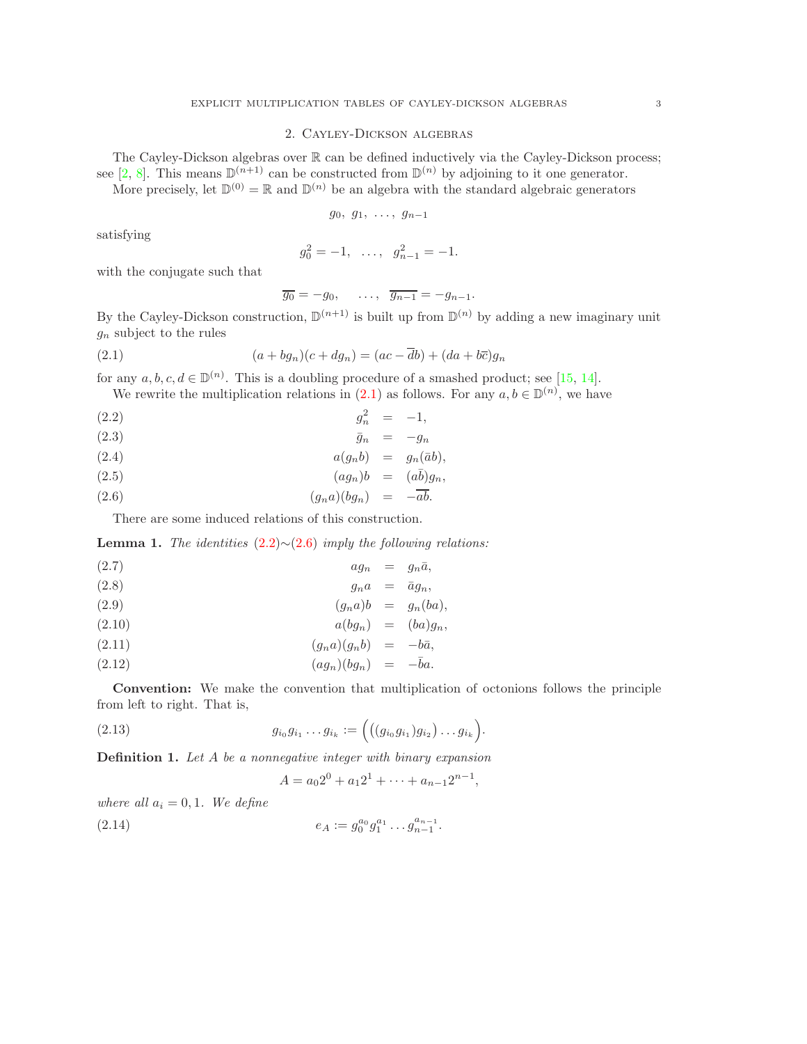## 2. Cayley-Dickson algebras

The Cayley-Dickson algebras over $\mathbb{R}$ can be defined inductively via the Cayley-Dickson process; see [2, 8]. This means $\mathbb{D}^{(n+1)}$ can be constructed from $\mathbb{D}^{(n)}$ by adjoining to it one generator.

More precisely, let $\mathbb{D}^{(0)} = \mathbb{R}$ and $\mathbb{D}^{(n)}$ be an algebra with the standard algebraic generators

$$g_0, \ g_1, \ \ldots, \ g_{n-1}$$

satisfying

$$g_0^2 = -1, \quad \ldots, \quad g_{n-1}^2 = -1.$$

with the conjugate such that

$$\overline{g_0} = -g_0, \quad \ldots, \quad \overline{g_{n-1}} = -g_{n-1}.$$

By the Cayley-Dickson construction, $\mathbb{D}^{(n+1)}$ is built up from $\mathbb{D}^{(n)}$ by adding a new imaginary unit $g_n$ subject to the rules

$$(a + bg_n)(c + dg_n) = (ac - \overline{d}b) + (da + b\overline{c})g_n \tag{2.1}$$

for any $a, b, c, d \in \mathbb{D}^{(n)}$. This is a doubling procedure of a smashed product; see [15, 14].

We rewrite the multiplication relations in (2.1) as follows. For any $a, b \in \mathbb{D}^{(n)}$, we have

$$g_n^2 = -1, \tag{2.2}$$

$$\bar{g}_n = -g_n \tag{2.3}$$

$$a(g_n b) = g_n(\bar{a}b), \tag{2.4}$$

$$(ag_n)b = (a\bar{b})g_n, \tag{2.5}$$

$$(g_n a)(bg_n) = -\overline{ab}. \tag{2.6}$$

There are some induced relations of this construction.

**Lemma 1.** *The identities (2.2)∼(2.6) imply the following relations:*

$$ag_n = g_n\bar{a}, \tag{2.7}$$

$$g_n a = \bar{a}g_n, \tag{2.8}$$

$$(g_n a)b = g_n(ba), \tag{2.9}$$

$$a(bg_n) = (ba)g_n, \tag{2.10}$$

$$(g_n a)(g_n b) = -b\bar{a}, \tag{2.11}$$

$$(ag_n)(bg_n) = -\bar{b}a. \tag{2.12}$$

**Convention:** We make the convention that multiplication of octonions follows the principle from left to right. That is,

$$g_{i_0}g_{i_1}\ldots g_{i_k} := \Big(\big((g_{i_0}g_{i_1})g_{i_2}\big)\ldots g_{i_k}\Big). \tag{2.13}$$

**Definition 1.** *Let $A$ be a nonnegative integer with binary expansion*

$$A = a_0 2^0 + a_1 2^1 + \cdots + a_{n-1}2^{n-1},$$

*where all $a_i = 0, 1$. We define*

$$e_A := g_0^{a_0} g_1^{a_1} \ldots g_{n-1}^{a_{n-1}}. \tag{2.14}$$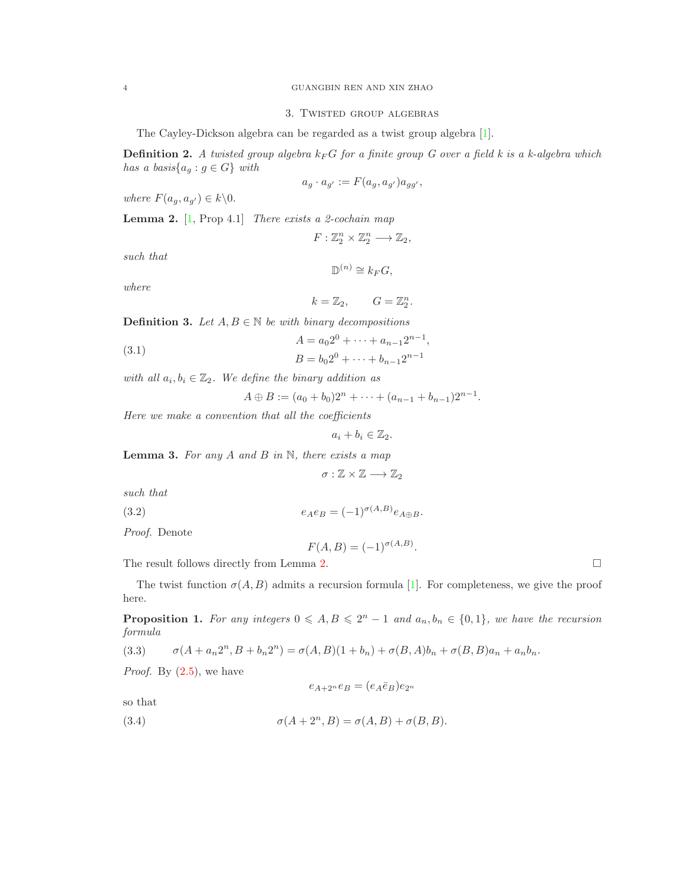## 3. Twisted group algebras

The Cayley-Dickson algebra can be regarded as a twist group algebra [1].

**Definition 2.** *A twisted group algebra $k_F G$ for a finite group $G$ over a field $k$ is a $k$-algebra which has a basis$\{a_g : g \in G\}$ with*

$$a_g \cdot a_{g'} := F(a_g, a_{g'})a_{gg'},$$

*where $F(a_g, a_{g'}) \in k\backslash 0$.*

**Lemma 2.** [1, Prop 4.1] *There exists a 2-cochain map*

$$F : \mathbb{Z}_2^n \times \mathbb{Z}_2^n \longrightarrow \mathbb{Z}_2,$$

*such that*

$$\mathbb{D}^{(n)} \cong k_F G,$$

*where*

$$k = \mathbb{Z}_2, \qquad G = \mathbb{Z}_2^n.$$

**Definition 3.** *Let $A, B \in \mathbb{N}$ be with binary decompositions*

$$\begin{aligned} A &= a_0 2^0 + \cdots + a_{n-1}2^{n-1}, \\ B &= b_0 2^0 + \cdots + b_{n-1}2^{n-1} \end{aligned} \tag{3.1}$$

*with all $a_i, b_i \in \mathbb{Z}_2$. We define the binary addition as*

$$A \oplus B := (a_0 + b_0)2^n + \cdots + (a_{n-1} + b_{n-1})2^{n-1}.$$

*Here we make a convention that all the coefficients*

$$a_i + b_i \in \mathbb{Z}_2.$$

**Lemma 3.** *For any $A$ and $B$ in $\mathbb{N}$, there exists a map*

$$\sigma : \mathbb{Z} \times \mathbb{Z} \longrightarrow \mathbb{Z}_2$$

*such that*

$$e_A e_B = (-1)^{\sigma(A,B)} e_{A\oplus B}. \tag{3.2}$$

*Proof.* Denote

$$F(A, B) = (-1)^{\sigma(A,B)}.$$

The result follows directly from Lemma 2. $\square$

The twist function $\sigma(A, B)$ admits a recursion formula [1]. For completeness, we give the proof here.

**Proposition 1.** *For any integers $0 \leqslant A, B \leqslant 2^n - 1$ and $a_n, b_n \in \{0, 1\}$, we have the recursion formula*

$$\sigma(A + a_n 2^n, B + b_n 2^n) = \sigma(A, B)(1 + b_n) + \sigma(B, A)b_n + \sigma(B, B)a_n + a_n b_n. \tag{3.3}$$

*Proof.* By (2.5), we have

$$e_{A+2^n} e_B = (e_A \bar{e}_B)e_{2^n}$$

so that

$$\sigma(A + 2^n, B) = \sigma(A, B) + \sigma(B, B). \tag{3.4}$$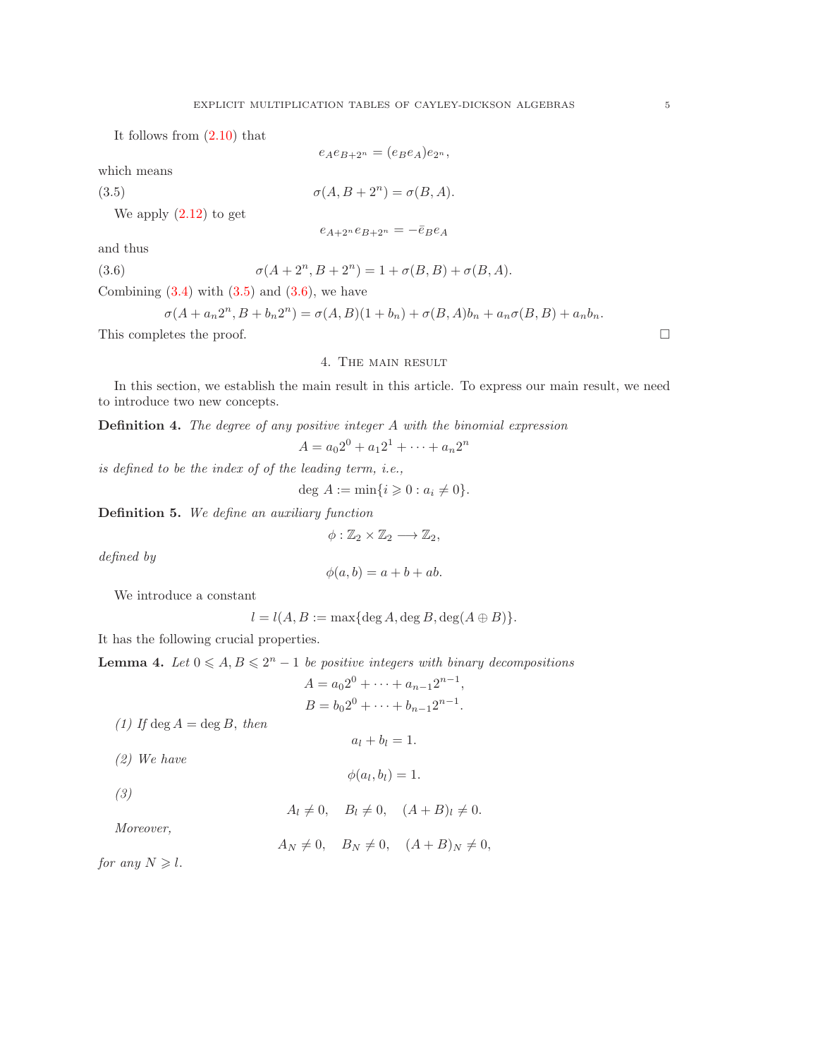It follows from (2.10) that

$$e_A e_{B+2^n} = (e_B e_A) e_{2^n},$$

which means

$$\sigma(A, B+2^n) = \sigma(B, A). \tag{3.5}$$

We apply (2.12) to get

$$e_{A+2^n} e_{B+2^n} = -\bar{e}_B e_A$$

and thus

$$\sigma(A+2^n, B+2^n) = 1 + \sigma(B, B) + \sigma(B, A). \tag{3.6}$$

Combining (3.4) with (3.5) and (3.6), we have

$$\sigma(A + a_n 2^n, B + b_n 2^n) = \sigma(A, B)(1 + b_n) + \sigma(B, A) b_n + a_n \sigma(B, B) + a_n b_n.$$

This completes the proof. □

## 4. The main result

In this section, we establish the main result in this article. To express our main result, we need to introduce two new concepts.

**Definition 4.** *The degree of any positive integer $A$ with the binomial expression*

$$A = a_0 2^0 + a_1 2^1 + \cdots + a_n 2^n$$

*is defined to be the index of of the leading term, i.e.,*

$$\deg\, A := \min\{i \geqslant 0 : a_i \neq 0\}.$$

**Definition 5.** *We define an auxiliary function*

$$\phi : \mathbb{Z}_2 \times \mathbb{Z}_2 \longrightarrow \mathbb{Z}_2,$$

*defined by*

$$\phi(a, b) = a + b + ab.$$

We introduce a constant

$$l = l(A, B := \max\{\deg A, \deg B, \deg(A \oplus B)\}.$$

It has the following crucial properties.

**Lemma 4.** *Let $0 \leqslant A, B \leqslant 2^n - 1$ be positive integers with binary decompositions*

$$A = a_0 2^0 + \cdots + a_{n-1} 2^{n-1},$$
$$B = b_0 2^0 + \cdots + b_{n-1} 2^{n-1}.$$

*(1) If $\deg A = \deg B$, then*

$$a_l + b_l = 1.$$

*(2) We have*

$$\phi(a_l, b_l) = 1.$$

*(3)*

$$A_l \neq 0, \quad B_l \neq 0, \quad (A+B)_l \neq 0.$$

*Moreover,*

$$A_N \neq 0, \quad B_N \neq 0, \quad (A+B)_N \neq 0,$$

*for any $N \geqslant l$.*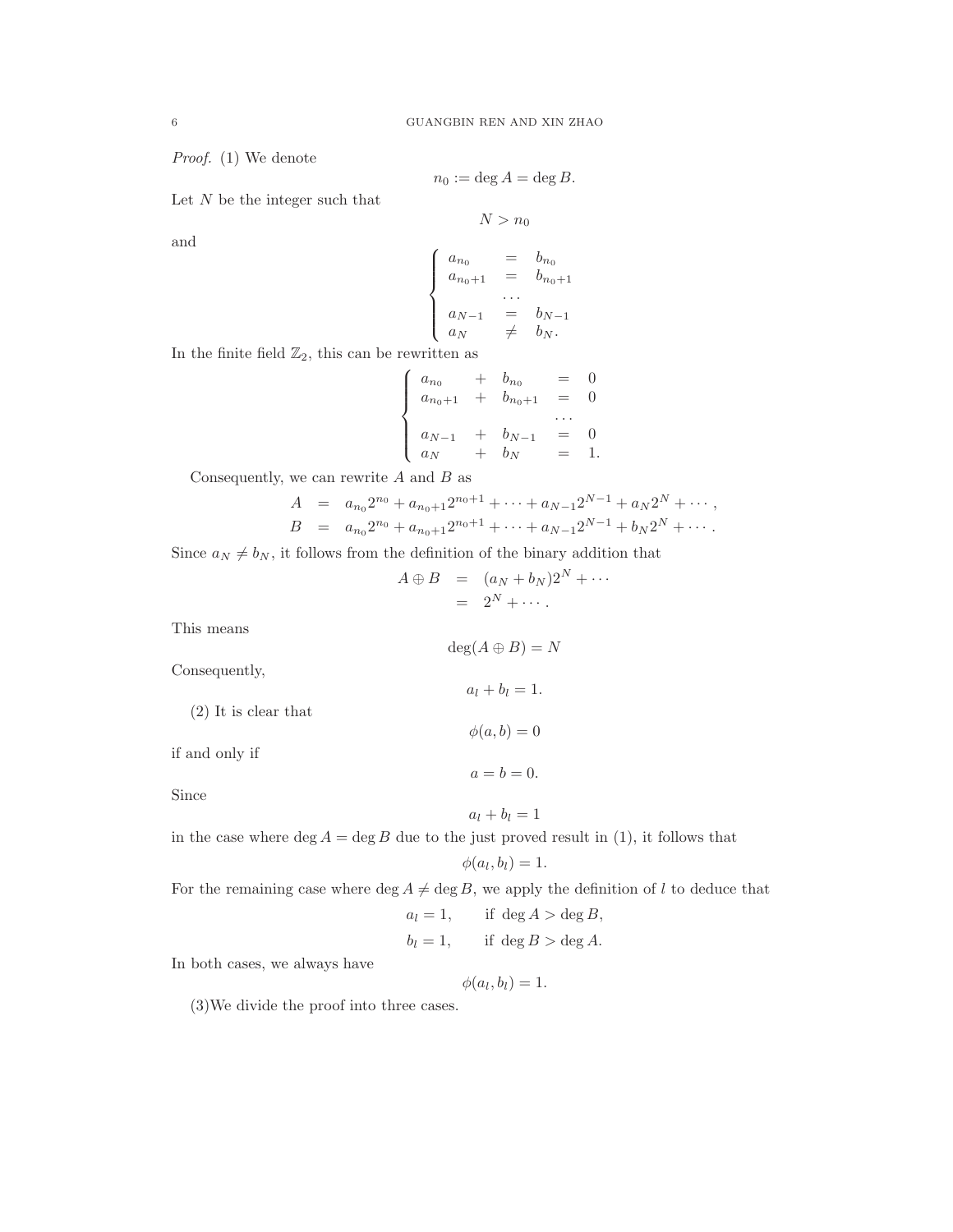*Proof.* (1) We denote

$$n_0 := \deg A = \deg B.$$

Let $N$ be the integer such that

$$N > n_0$$

and

$$\begin{cases} a_{n_0} & = & b_{n_0} \\ a_{n_0+1} & = & b_{n_0+1} \\ & \cdots & \\ a_{N-1} & = & b_{N-1} \\ a_N & \neq & b_N. \end{cases}$$

In the finite field $\mathbb{Z}_2$, this can be rewritten as

$$\begin{cases} a_{n_0} & + & b_{n_0} & = & 0 \\ a_{n_0+1} & + & b_{n_0+1} & = & 0 \\ & & & \cdots & \\ a_{N-1} & + & b_{N-1} & = & 0 \\ a_N & + & b_N & = & 1. \end{cases}$$

Consequently, we can rewrite $A$ and $B$ as

$$\begin{aligned} A &= a_{n_0}2^{n_0} + a_{n_0+1}2^{n_0+1} + \cdots + a_{N-1}2^{N-1} + a_N 2^N + \cdots, \\ B &= a_{n_0}2^{n_0} + a_{n_0+1}2^{n_0+1} + \cdots + a_{N-1}2^{N-1} + b_N 2^N + \cdots. \end{aligned}$$

Since $a_N \neq b_N$, it follows from the definition of the binary addition that

$$\begin{aligned} A \oplus B &= (a_N + b_N)2^N + \cdots \\ &= 2^N + \cdots. \end{aligned}$$

This means

$$\deg(A \oplus B) = N$$

Consequently,

$$a_l + b_l = 1.$$

(2) It is clear that

$$\phi(a, b) = 0$$

if and only if

$$a = b = 0.$$

Since

$$a_l + b_l = 1$$

in the case where $\deg A = \deg B$ due to the just proved result in (1), it follows that

$$\phi(a_l, b_l) = 1.$$

For the remaining case where $\deg A \neq \deg B$, we apply the definition of $l$ to deduce that

$$a_l = 1, \qquad \text{if } \deg A > \deg B,$$

$$b_l = 1, \qquad \text{if } \deg B > \deg A.$$

In both cases, we always have

$$\phi(a_l, b_l) = 1.$$

(3)We divide the proof into three cases.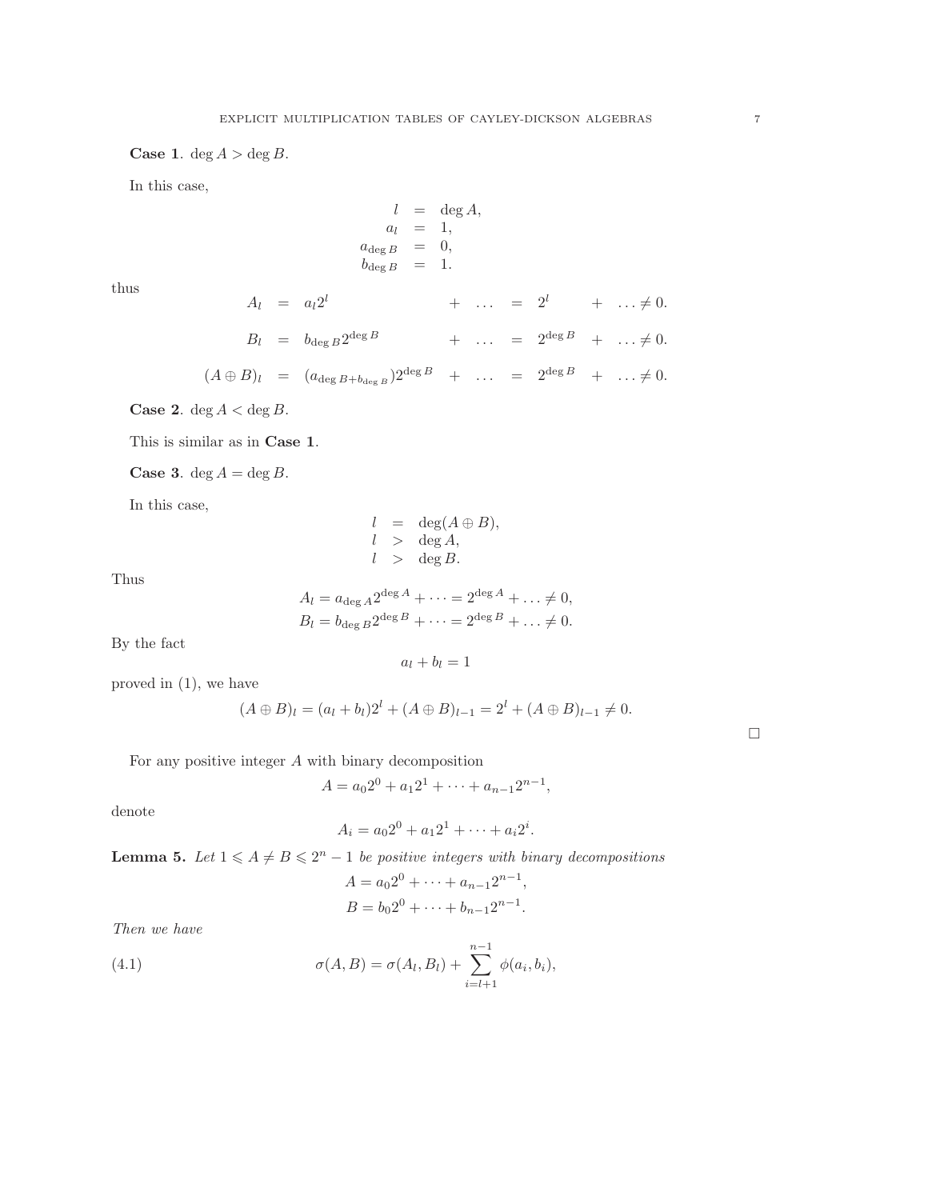**Case 1**. $\deg A > \deg B$.

In this case,

$$
\begin{aligned}
l &= \deg A, \\
a_l &= 1, \\
a_{\deg B} &= 0, \\
b_{\deg B} &= 1.
\end{aligned}
$$

thus

$$
\begin{aligned}
A_l &= a_l 2^l &+ \quad \dots \quad &= \quad 2^l &+ \quad \dots \neq 0. \\
B_l &= b_{\deg B} 2^{\deg B} &+ \quad \dots \quad &= \quad 2^{\deg B} &+ \quad \dots \neq 0. \\
(A \oplus B)_l &= (a_{\deg B + b_{\deg B}}) 2^{\deg B} &+ \quad \dots \quad &= \quad 2^{\deg B} &+ \quad \dots \neq 0.
\end{aligned}
$$

**Case 2**. $\deg A < \deg B$.

This is similar as in **Case 1**.

**Case 3**. $\deg A = \deg B$.

In this case,

$$
\begin{aligned}
l &= \deg(A \oplus B), \\
l &> \deg A, \\
l &> \deg B.
\end{aligned}
$$

Thus

$$
A_l = a_{\deg A} 2^{\deg A} + \dots = 2^{\deg A} + \dots \neq 0,
$$
$$
B_l = b_{\deg B} 2^{\deg B} + \dots = 2^{\deg B} + \dots \neq 0.
$$

By the fact

$$
a_l + b_l = 1
$$

proved in (1), we have

$$
(A \oplus B)_l = (a_l + b_l) 2^l + (A \oplus B)_{l-1} = 2^l + (A \oplus B)_{l-1} \neq 0.
$$

□

For any positive integer $A$ with binary decomposition

$$
A = a_0 2^0 + a_1 2^1 + \dots + a_{n-1} 2^{n-1},
$$

denote

$$
A_i = a_0 2^0 + a_1 2^1 + \dots + a_i 2^i.
$$

**Lemma 5.** *Let $1 \leqslant A \neq B \leqslant 2^n - 1$ be positive integers with binary decompositions*

$$
A = a_0 2^0 + \dots + a_{n-1} 2^{n-1},
$$
$$
B = b_0 2^0 + \dots + b_{n-1} 2^{n-1}.
$$

*Then we have*

$$
\sigma(A, B) = \sigma(A_l, B_l) + \sum_{i=l+1}^{n-1} \phi(a_i, b_i), \tag{4.1}
$$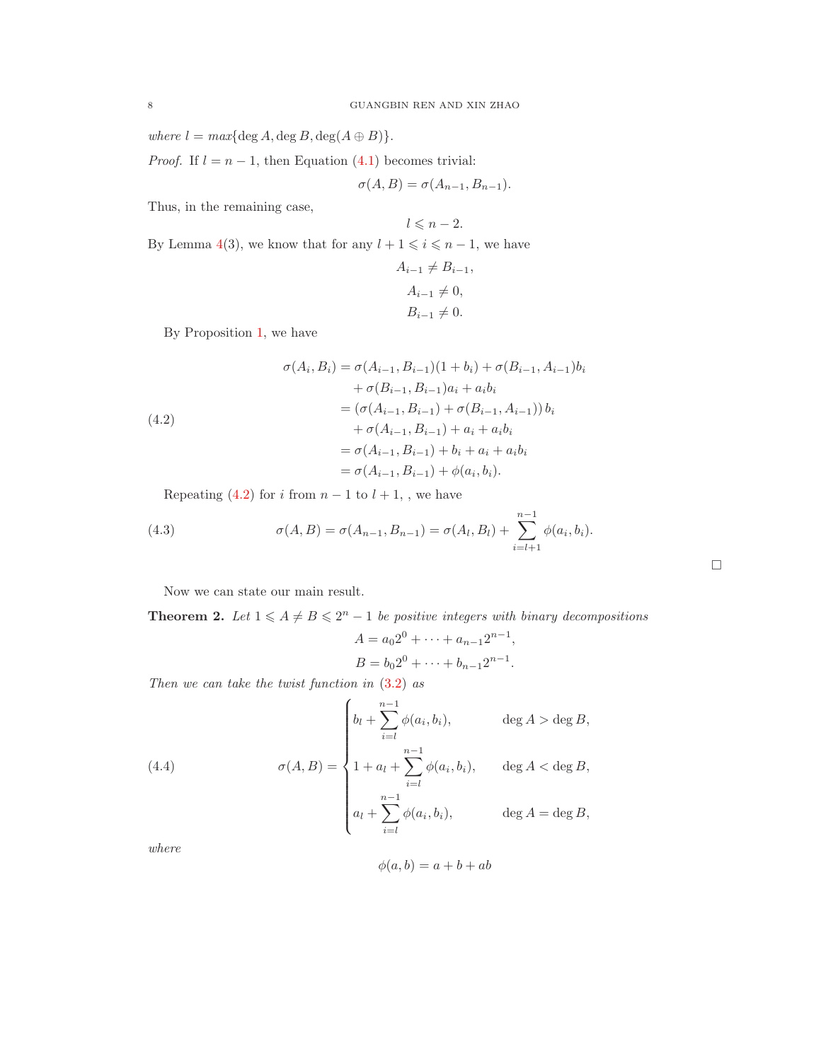*where* $l = max\{\deg A, \deg B, \deg(A \oplus B)\}$.

*Proof.* If $l = n-1$, then Equation (4.1) becomes trivial:

$$\sigma(A, B) = \sigma(A_{n-1}, B_{n-1}).$$

Thus, in the remaining case,

$$l \leqslant n-2.$$

By Lemma 4(3), we know that for any $l+1 \leqslant i \leqslant n-1$, we have

$$A_{i-1} \neq B_{i-1},$$
$$A_{i-1} \neq 0,$$
$$B_{i-1} \neq 0.$$

By Proposition 1, we have

$$
\begin{aligned}
\sigma(A_i, B_i) &= \sigma(A_{i-1}, B_{i-1})(1+b_i) + \sigma(B_{i-1}, A_{i-1})b_i \\
&\quad + \sigma(B_{i-1}, B_{i-1})a_i + a_i b_i \\
&= \left(\sigma(A_{i-1}, B_{i-1}) + \sigma(B_{i-1}, A_{i-1})\right) b_i \\
&\quad + \sigma(A_{i-1}, B_{i-1}) + a_i + a_i b_i \\
&= \sigma(A_{i-1}, B_{i-1}) + b_i + a_i + a_i b_i \\
&= \sigma(A_{i-1}, B_{i-1}) + \phi(a_i, b_i).
\end{aligned}
\tag{4.2}
$$

Repeating (4.2) for $i$ from $n-1$ to $l+1$, , we have

$$
\sigma(A, B) = \sigma(A_{n-1}, B_{n-1}) = \sigma(A_l, B_l) + \sum_{i=l+1}^{n-1} \phi(a_i, b_i). \tag{4.3}
$$

□

Now we can state our main result.

**Theorem 2.** *Let* $1 \leqslant A \neq B \leqslant 2^n - 1$ *be positive integers with binary decompositions*

$$A = a_0 2^0 + \cdots + a_{n-1} 2^{n-1},$$
$$B = b_0 2^0 + \cdots + b_{n-1} 2^{n-1}.$$

*Then we can take the twist function in* (3.2) *as*

$$
\sigma(A, B) = \begin{cases}
b_l + \displaystyle\sum_{i=l}^{n-1} \phi(a_i, b_i), & \deg A > \deg B, \\
1 + a_l + \displaystyle\sum_{i=l}^{n-1} \phi(a_i, b_i), & \deg A < \deg B, \\
a_l + \displaystyle\sum_{i=l}^{n-1} \phi(a_i, b_i), & \deg A = \deg B,
\end{cases}
\tag{4.4}
$$

*where*

$$\phi(a, b) = a + b + ab$$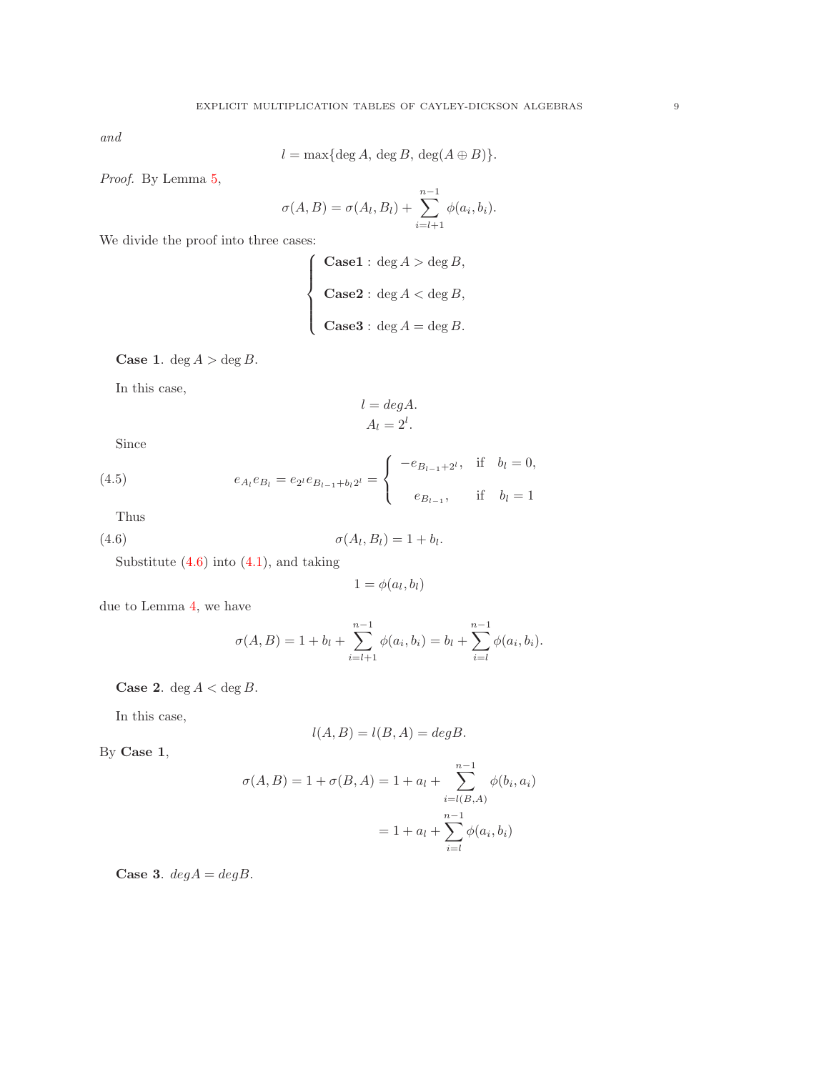*and*

$$l = \max\{\deg A,\, \deg B,\, \deg(A \oplus B)\}.$$

*Proof.* By Lemma 5,

$$\sigma(A, B) = \sigma(A_l, B_l) + \sum_{i=l+1}^{n-1} \phi(a_i, b_i).$$

We divide the proof into three cases:

$$\begin{cases} \textbf{Case1}: \deg A > \deg B, \\ \textbf{Case2}: \deg A < \deg B, \\ \textbf{Case3}: \deg A = \deg B. \end{cases}$$

**Case 1**. $\deg A > \deg B$.

In this case,

$$l = degA.$$
$$A_l = 2^l.$$

Since

$$e_{A_l} e_{B_l} = e_{2^l} e_{B_{l-1} + b_l 2^l} = \begin{cases} -e_{B_{l-1}+2^l}, & \text{if} \quad b_l = 0, \\ e_{B_{l-1}}, & \text{if} \quad b_l = 1 \end{cases} \tag{4.5}$$

Thus

$$\sigma(A_l, B_l) = 1 + b_l. \tag{4.6}$$

Substitute (4.6) into (4.1), and taking

$$1 = \phi(a_l, b_l)$$

due to Lemma 4, we have

$$\sigma(A, B) = 1 + b_l + \sum_{i=l+1}^{n-1} \phi(a_i, b_i) = b_l + \sum_{i=l}^{n-1} \phi(a_i, b_i).$$

**Case 2**. $\deg A < \deg B$.

In this case,

$$l(A, B) = l(B, A) = degB.$$

By **Case 1**,

$$\sigma(A, B) = 1 + \sigma(B, A) = 1 + a_l + \sum_{i=l(B,A)}^{n-1} \phi(b_i, a_i)$$
$$= 1 + a_l + \sum_{i=l}^{n-1} \phi(a_i, b_i)$$

**Case 3**. $degA = degB$.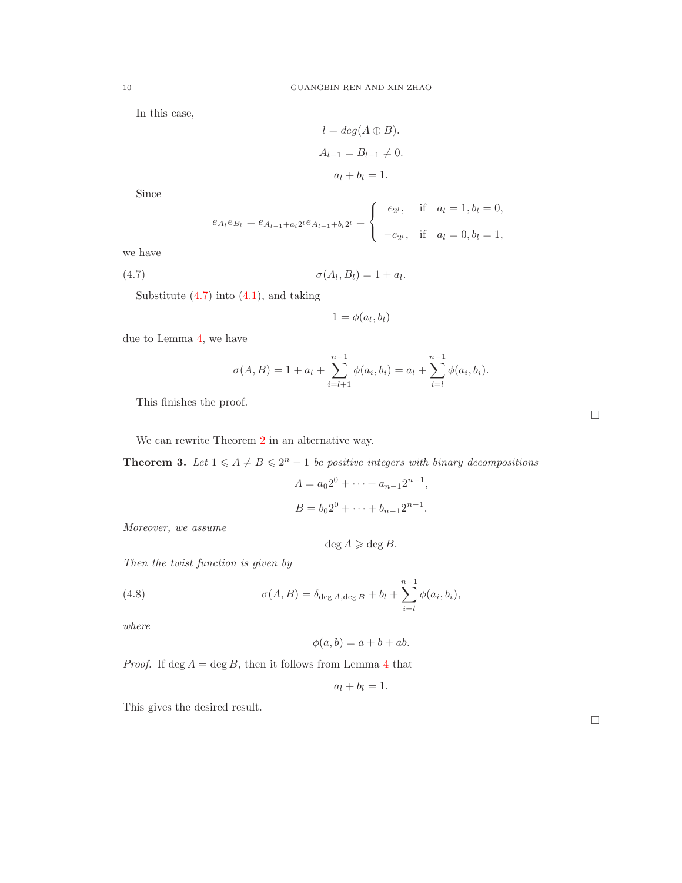In this case,

$$l = deg(A \oplus B).$$

$$A_{l-1} = B_{l-1} \neq 0.$$

$$a_l + b_l = 1.$$

Since

$$e_{A_l} e_{B_l} = e_{A_{l-1}+a_l 2^l} e_{A_{l-1}+b_l 2^l} = \begin{cases} e_{2^l}, & \text{if} \quad a_l = 1, b_l = 0, \\ -e_{2^l}, & \text{if} \quad a_l = 0, b_l = 1, \end{cases}$$

we have

$$\sigma(A_l, B_l) = 1 + a_l. \tag{4.7}$$

Substitute (4.7) into (4.1), and taking

$$1 = \phi(a_l, b_l)$$

due to Lemma 4, we have

$$\sigma(A, B) = 1 + a_l + \sum_{i=l+1}^{n-1} \phi(a_i, b_i) = a_l + \sum_{i=l}^{n-1} \phi(a_i, b_i).$$

This finishes the proof. □

We can rewrite Theorem 2 in an alternative way.

**Theorem 3.** *Let $1 \leqslant A \neq B \leqslant 2^n - 1$ be positive integers with binary decompositions*

$$A = a_0 2^0 + \cdots + a_{n-1} 2^{n-1},$$

$$B = b_0 2^0 + \cdots + b_{n-1} 2^{n-1}.$$

*Moreover, we assume*

$$\deg A \geqslant \deg B.$$

*Then the twist function is given by*

$$\sigma(A, B) = \delta_{\deg A, \deg B} + b_l + \sum_{i=l}^{n-1} \phi(a_i, b_i), \tag{4.8}$$

*where*

$$\phi(a, b) = a + b + ab.$$

*Proof.* If $\deg A = \deg B$, then it follows from Lemma 4 that

$$a_l + b_l = 1.$$

This gives the desired result. □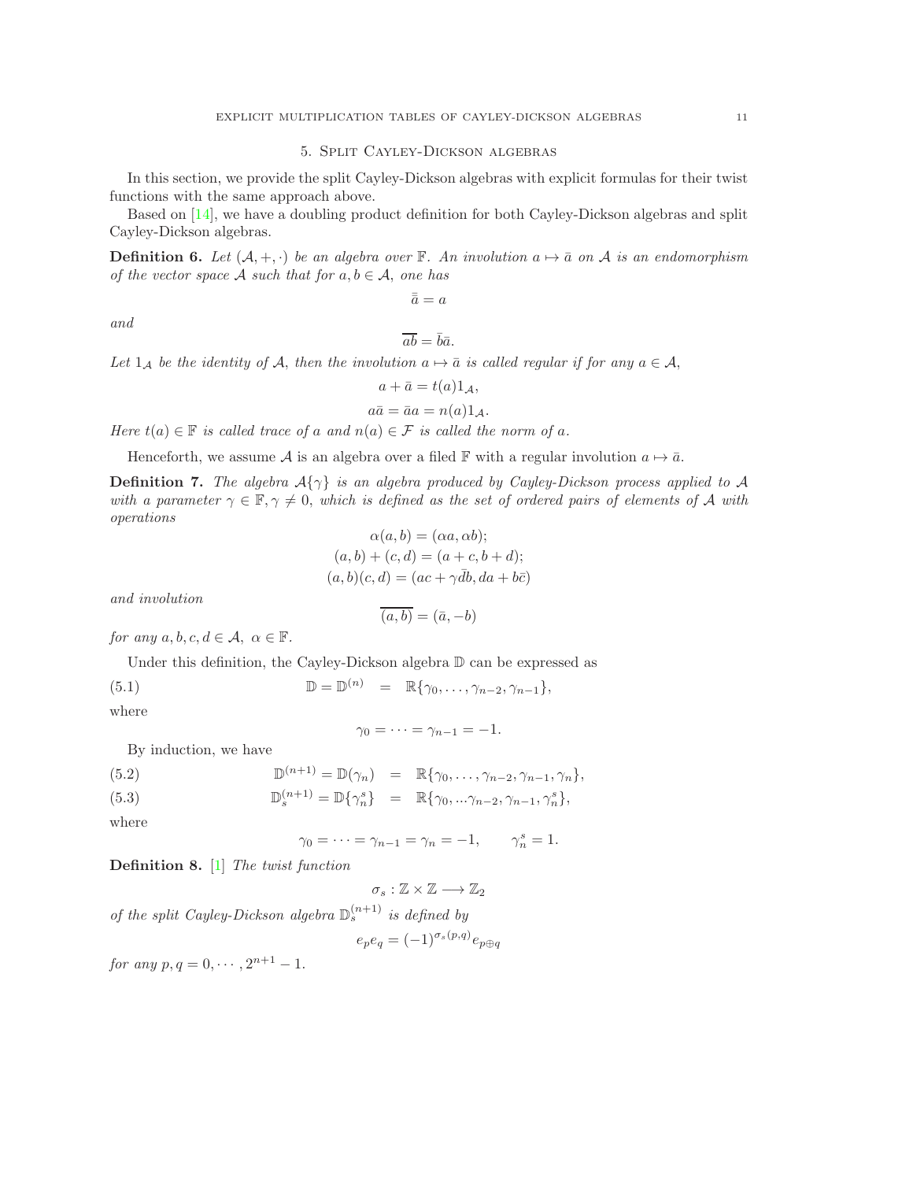## 5. Split Cayley-Dickson algebras

In this section, we provide the split Cayley-Dickson algebras with explicit formulas for their twist functions with the same approach above.

Based on [14], we have a doubling product definition for both Cayley-Dickson algebras and split Cayley-Dickson algebras.

**Definition 6.** *Let $(\mathcal{A}, +, \cdot)$ be an algebra over $\mathbb{F}$. An involution $a \mapsto \bar{a}$ on $\mathcal{A}$ is an endomorphism of the vector space $\mathcal{A}$ such that for $a, b \in \mathcal{A}$, one has*

$$\bar{\bar{a}} = a$$

*and*

$$\overline{ab} = \bar{b}\bar{a}.$$

*Let $1_{\mathcal{A}}$ be the identity of $\mathcal{A}$, then the involution $a \mapsto \bar{a}$ is called regular if for any $a \in \mathcal{A}$,*

$$a + \bar{a} = t(a)1_{\mathcal{A}},$$

$$a\bar{a} = \bar{a}a = n(a)1_{\mathcal{A}}.$$

*Here $t(a) \in \mathbb{F}$ is called trace of $a$ and $n(a) \in \mathcal{F}$ is called the norm of $a$.*

Henceforth, we assume $\mathcal{A}$ is an algebra over a filed $\mathbb{F}$ with a regular involution $a \mapsto \bar{a}$.

**Definition 7.** *The algebra $\mathcal{A}\{\gamma\}$ is an algebra produced by Cayley-Dickson process applied to $\mathcal{A}$ with a parameter $\gamma \in \mathbb{F}, \gamma \neq 0$, which is defined as the set of ordered pairs of elements of $\mathcal{A}$ with operations*

$$\alpha(a, b) = (\alpha a, \alpha b);$$

$$(a, b) + (c, d) = (a + c, b + d);$$

$$(a, b)(c, d) = (ac + \gamma \bar{d} b, da + b\bar{c})$$

*and involution*

$$\overline{(a, b)} = (\bar{a}, -b)$$

*for any $a, b, c, d \in \mathcal{A}$, $\alpha \in \mathbb{F}$.*

Under this definition, the Cayley-Dickson algebra $\mathbb{D}$ can be expressed as

$$\mathbb{D} = \mathbb{D}^{(n)} \quad = \quad \mathbb{R}\{\gamma_0, \dots, \gamma_{n-2}, \gamma_{n-1}\}, \tag{5.1}$$

where

$$\gamma_0 = \cdots = \gamma_{n-1} = -1.$$

By induction, we have

$$\mathbb{D}^{(n+1)} = \mathbb{D}(\gamma_n) \quad = \quad \mathbb{R}\{\gamma_0, \dots, \gamma_{n-2}, \gamma_{n-1}, \gamma_n\}, \tag{5.2}$$

$$\mathbb{D}_s^{(n+1)} = \mathbb{D}\{\gamma_n^s\} \quad = \quad \mathbb{R}\{\gamma_0, \dots \gamma_{n-2}, \gamma_{n-1}, \gamma_n^s\}, \tag{5.3}$$

where

$$\gamma_0 = \cdots = \gamma_{n-1} = \gamma_n = -1, \qquad \gamma_n^s = 1.$$

**Definition 8.** [1] *The twist function*

$$\sigma_s : \mathbb{Z} \times \mathbb{Z} \longrightarrow \mathbb{Z}_2$$

*of the split Cayley-Dickson algebra $\mathbb{D}_s^{(n+1)}$ is defined by*

$$e_p e_q = (-1)^{\sigma_s(p,q)} e_{p \oplus q}$$

*for any $p, q = 0, \cdots, 2^{n+1} - 1$.*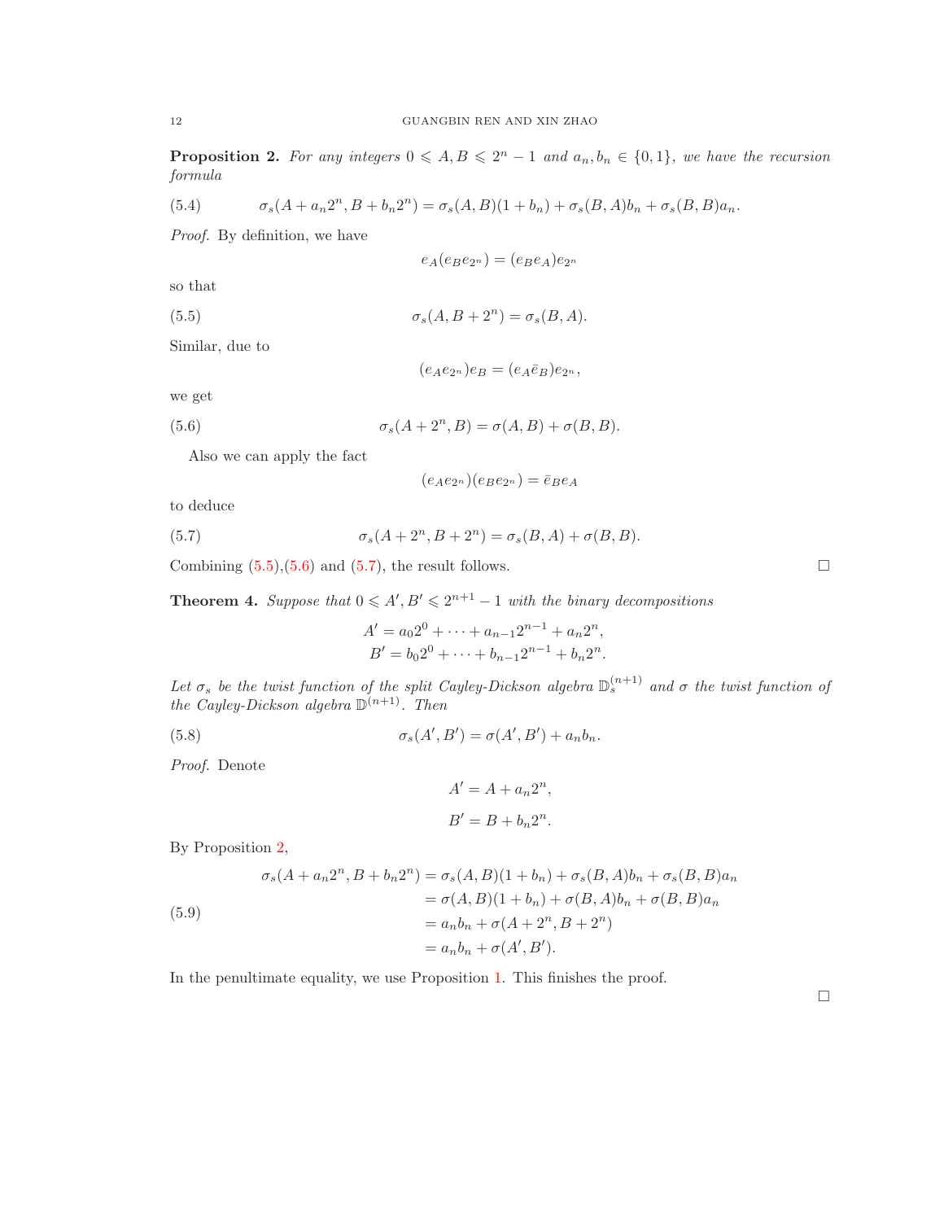**Proposition 2.** *For any integers $0 \leqslant A, B \leqslant 2^n - 1$ and $a_n, b_n \in \{0, 1\}$, we have the recursion formula*

$$\sigma_s(A + a_n 2^n, B + b_n 2^n) = \sigma_s(A, B)(1 + b_n) + \sigma_s(B, A) b_n + \sigma_s(B, B) a_n. \tag{5.4}$$

*Proof.* By definition, we have

$$e_A(e_B e_{2^n}) = (e_B e_A) e_{2^n}$$

so that

$$\sigma_s(A, B + 2^n) = \sigma_s(B, A). \tag{5.5}$$

Similar, due to

$$(e_A e_{2^n}) e_B = (e_A \bar{e}_B) e_{2^n},$$

we get

$$\sigma_s(A + 2^n, B) = \sigma(A, B) + \sigma(B, B). \tag{5.6}$$

Also we can apply the fact

$$(e_A e_{2^n})(e_B e_{2^n}) = \bar{e}_B e_A$$

to deduce

$$\sigma_s(A + 2^n, B + 2^n) = \sigma_s(B, A) + \sigma(B, B). \tag{5.7}$$

Combining (5.5),(5.6) and (5.7), the result follows. □

**Theorem 4.** *Suppose that $0 \leqslant A', B' \leqslant 2^{n+1} - 1$ with the binary decompositions*

$$A' = a_0 2^0 + \cdots + a_{n-1} 2^{n-1} + a_n 2^n,$$
$$B' = b_0 2^0 + \cdots + b_{n-1} 2^{n-1} + b_n 2^n.$$

*Let $\sigma_s$ be the twist function of the split Cayley-Dickson algebra $\mathbb{D}_s^{(n+1)}$ and $\sigma$ the twist function of the Cayley-Dickson algebra $\mathbb{D}^{(n+1)}$. Then*

$$\sigma_s(A', B') = \sigma(A', B') + a_n b_n. \tag{5.8}$$

*Proof.* Denote

$$A' = A + a_n 2^n,$$

$$B' = B + b_n 2^n.$$

By Proposition 2,

$$\begin{aligned}
\sigma_s(A + a_n 2^n, B + b_n 2^n) &= \sigma_s(A, B)(1 + b_n) + \sigma_s(B, A) b_n + \sigma_s(B, B) a_n \\
&= \sigma(A, B)(1 + b_n) + \sigma(B, A) b_n + \sigma(B, B) a_n \\
&= a_n b_n + \sigma(A + 2^n, B + 2^n) \\
&= a_n b_n + \sigma(A', B').
\end{aligned} \tag{5.9}$$

In the penultimate equality, we use Proposition 1. This finishes the proof. □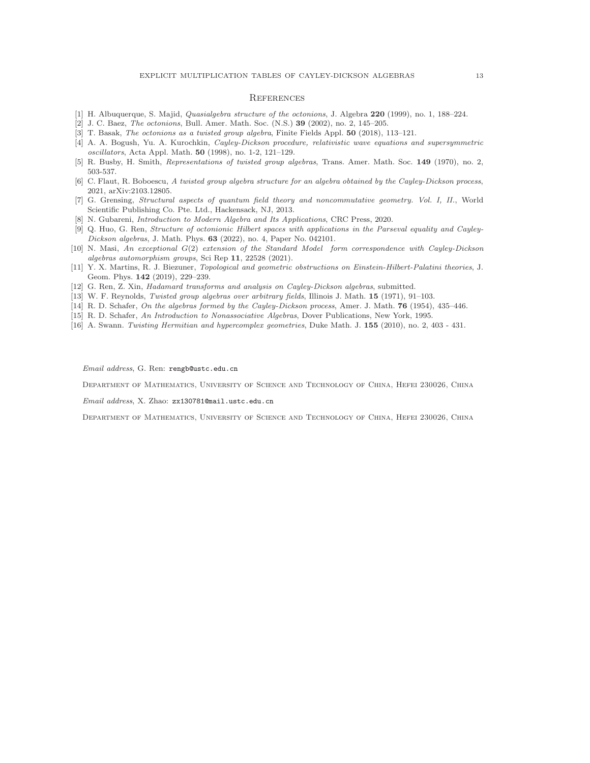## References

[1] H. Albuquerque, S. Majid, *Quasialgebra structure of the octonions*, J. Algebra **220** (1999), no. 1, 188–224.

[2] J. C. Baez, *The octonions*, Bull. Amer. Math. Soc. (N.S.) **39** (2002), no. 2, 145–205.

[3] T. Basak, *The octonions as a twisted group algebra*, Finite Fields Appl. **50** (2018), 113–121.

[4] A. A. Bogush, Yu. A. Kurochkin, *Cayley-Dickson procedure, relativistic wave equations and supersymmetric oscillators*, Acta Appl. Math. **50** (1998), no. 1-2, 121–129.

[5] R. Busby, H. Smith, *Representations of twisted group algebras*, Trans. Amer. Math. Soc. **149** (1970), no. 2, 503-537.

[6] C. Flaut, R. Boboescu, *A twisted group algebra structure for an algebra obtained by the Cayley-Dickson process*, 2021, arXiv:2103.12805.

[7] G. Grensing, *Structural aspects of quantum field theory and noncommutative geometry. Vol. I, II.*, World Scientific Publishing Co. Pte. Ltd., Hackensack, NJ, 2013.

[8] N. Gubareni, *Introduction to Modern Algebra and Its Applications*, CRC Press, 2020.

[9] Q. Huo, G. Ren, *Structure of octonionic Hilbert spaces with applications in the Parseval equality and Cayley-Dickson algebras*, J. Math. Phys. **63** (2022), no. 4, Paper No. 042101.

[10] N. Masi, *An exceptional $G(2)$ extension of the Standard Model form correspondence with Cayley-Dickson algebras automorphism groups*, Sci Rep **11**, 22528 (2021).

[11] Y. X. Martins, R. J. Biezuner, *Topological and geometric obstructions on Einstein-Hilbert-Palatini theories*, J. Geom. Phys. **142** (2019), 229–239.

[12] G. Ren, Z. Xin, *Hadamard transforms and analysis on Cayley-Dickson algebras*, submitted.

[13] W. F. Reynolds, *Twisted group algebras over arbitrary fields*, Illinois J. Math. **15** (1971), 91–103.

[14] R. D. Schafer, *On the algebras formed by the Cayley-Dickson process*, Amer. J. Math. **76** (1954), 435–446.

[15] R. D. Schafer, *An Introduction to Nonassociative Algebras*, Dover Publications, New York, 1995.

[16] A. Swann. *Twisting Hermitian and hypercomplex geometries*, Duke Math. J. **155** (2010), no. 2, 403 - 431.

*Email address*, G. Ren: rengb@ustc.edu.cn

Department of Mathematics, University of Science and Technology of China, Hefei 230026, China

*Email address*, X. Zhao: zx130781@mail.ustc.edu.cn

Department of Mathematics, University of Science and Technology of China, Hefei 230026, China